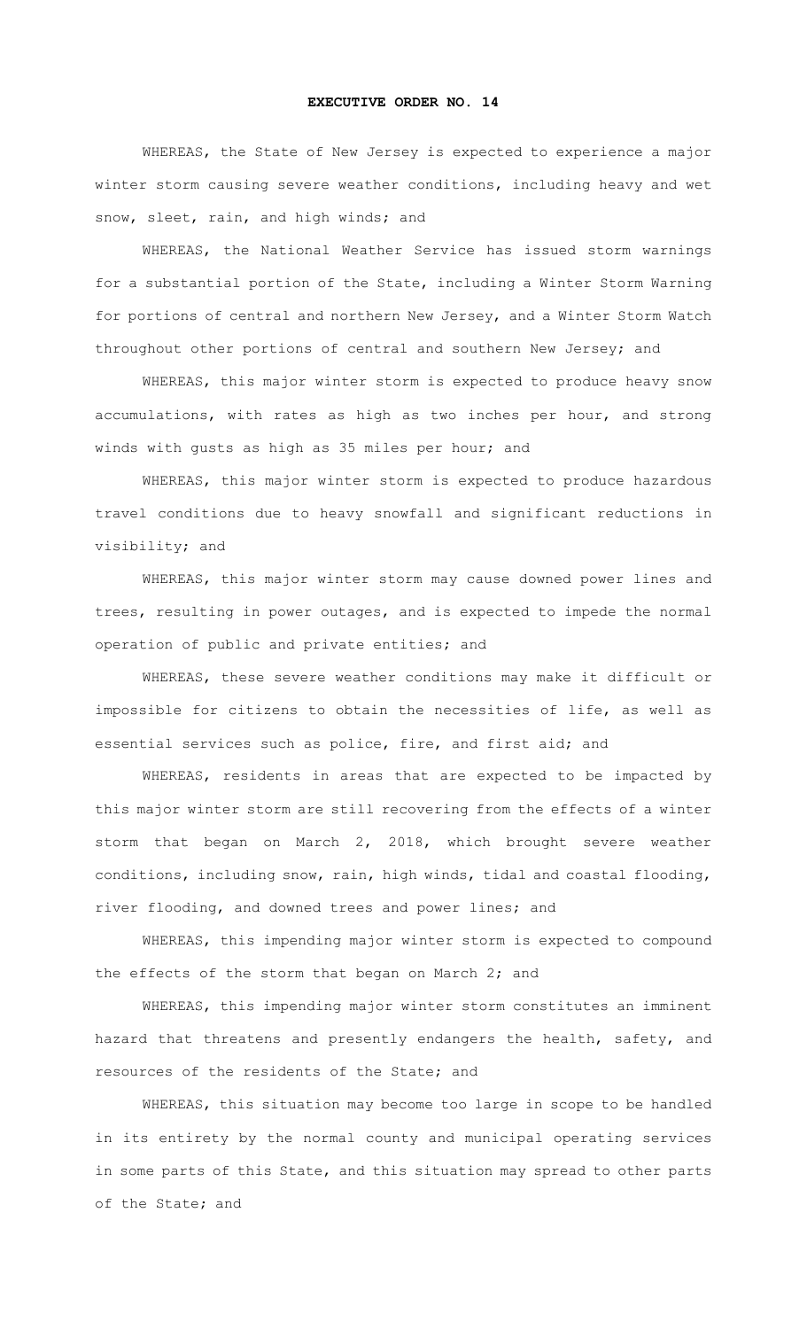# EXECUTIVE ORDER NO. 14

WHEREAS, the State of New Jersey is expected to experience a major winter storm causing severe weather conditions, including heavy and wet snow, sleet, rain, and high winds; and

WHEREAS, the National Weather Service has issued storm warnings for a substantial portion of the State, including a Winter Storm Warning for portions of central and northern New Jersey, and a Winter Storm Watch throughout other portions of central and southern New Jersey; and

WHEREAS, this major winter storm is expected to produce heavy snow accumulations, with rates as high as two inches per hour, and strong winds with gusts as high as 35 miles per hour; and

WHEREAS, this major winter storm is expected to produce hazardous travel conditions due to heavy snowfall and significant reductions in visibility; and

WHEREAS, this major winter storm may cause downed power lines and trees, resulting in power outages, and is expected to impede the normal operation of public and private entities; and

WHEREAS, these severe weather conditions may make it difficult or impossible for citizens to obtain the necessities of life, as well as essential services such as police, fire, and first aid; and

WHEREAS, residents in areas that are expected to be impacted by this major winter storm are still recovering from the effects of a winter storm that began on March 2, 2018, which brought severe weather conditions, including snow, rain, high winds, tidal and coastal flooding, river flooding, and downed trees and power lines; and

WHEREAS, this impending major winter storm is expected to compound the effects of the storm that began on March 2; and

WHEREAS, this impending major winter storm constitutes an imminent hazard that threatens and presently endangers the health, safety, and resources of the residents of the State; and

WHEREAS, this situation may become too large in scope to be handled in its entirety by the normal county and municipal operating services in some parts of this State, and this situation may spread to other parts of the State; and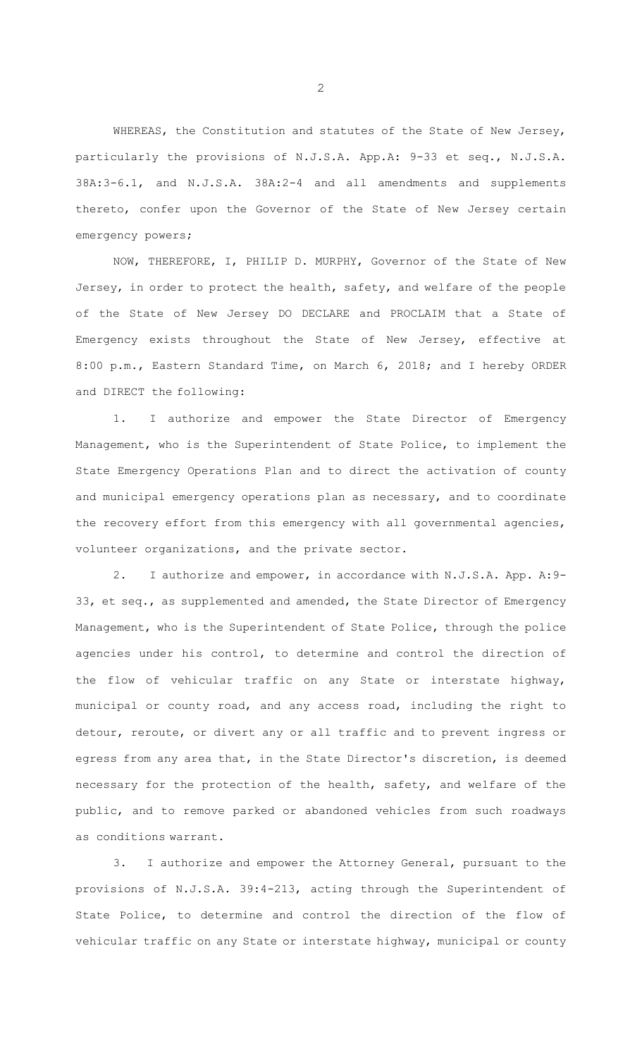WHEREAS, the Constitution and statutes of the State of New Jersey, particularly the provisions of N.J.S.A. App.A: 9-33 et seq., N.J.S.A. 38A:3-6.1, and N.J.S.A. 38A:2-4 and all amendments and supplements thereto, confer upon the Governor of the State of New Jersey certain emergency powers;

NOW, THEREFORE, I, PHILIP D. MURPHY, Governor of the State of New Jersey, in order to protect the health, safety, and welfare of the people of the State of New Jersey DO DECLARE and PROCLAIM that a State of Emergency exists throughout the State of New Jersey, effective at 8:00 p.m., Eastern Standard Time, on March 6, 2018; and I hereby ORDER and DIRECT the following:

1. I authorize and empower the State Director of Emergency Management, who is the Superintendent of State Police, to implement the State Emergency Operations Plan and to direct the activation of county and municipal emergency operations plan as necessary, and to coordinate the recovery effort from this emergency with all governmental agencies, volunteer organizations, and the private sector.

2. I authorize and empower, in accordance with N.J.S.A. App. A:9-33, et seq., as supplemented and amended, the State Director of Emergency Management, who is the Superintendent of State Police, through the police agencies under his control, to determine and control the direction of the flow of vehicular traffic on any State or interstate highway, municipal or county road, and any access road, including the right to detour, reroute, or divert any or all traffic and to prevent ingress or egress from any area that, in the State Director's discretion, is deemed necessary for the protection of the health, safety, and welfare of the public, and to remove parked or abandoned vehicles from such roadways as conditions warrant.

3. I authorize and empower the Attorney General, pursuant to the provisions of N.J.S.A. 39:4-213, acting through the Superintendent of State Police, to determine and control the direction of the flow of vehicular traffic on any State or interstate highway, municipal or county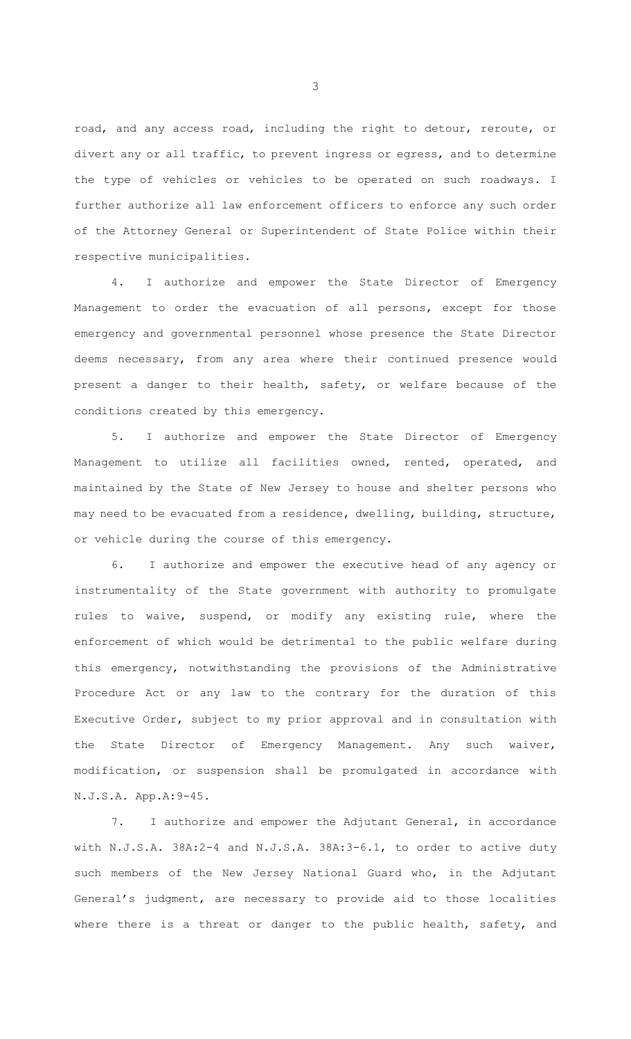road, and any access road, including the right to detour, reroute, or divert any or all traffic, to prevent ingress or egress, and to determine the type of vehicles or vehicles to be operated on such roadways. I further authorize all law enforcement officers to enforce any such order of the Attorney General or Superintendent of State Police within their respective municipalities.

4. I authorize and empower the State Director of Emergency Management to order the evacuation of all persons, except for those emergency and governmental personnel whose presence the State Director deems necessary, from any area where their continued presence would present a danger to their health, safety, or welfare because of the conditions created by this emergency.

5. I authorize and empower the State Director of Emergency Management to utilize all facilities owned, rented, operated, and maintained by the State of New Jersey to house and shelter persons who may need to be evacuated from a residence, dwelling, building, structure, or vehicle during the course of this emergency.

6. I authorize and empower the executive head of any agency or instrumentality of the State government with authority to promulgate rules to waive, suspend, or modify any existing rule, where the enforcement of which would be detrimental to the public welfare during this emergency, notwithstanding the provisions of the Administrative Procedure Act or any law to the contrary for the duration of this Executive Order, subject to my prior approval and in consultation with the State Director of Emergency Management. Any such waiver, modification, or suspension shall be promulgated in accordance with N.J.S.A. App.A:9-45.

7. I authorize and empower the Adjutant General, in accordance with N.J.S.A. 38A:2-4 and N.J.S.A. 38A:3-6.1, to order to active duty such members of the New Jersey National Guard who, in the Adjutant General's judgment, are necessary to provide aid to those localities where there is a threat or danger to the public health, safety, and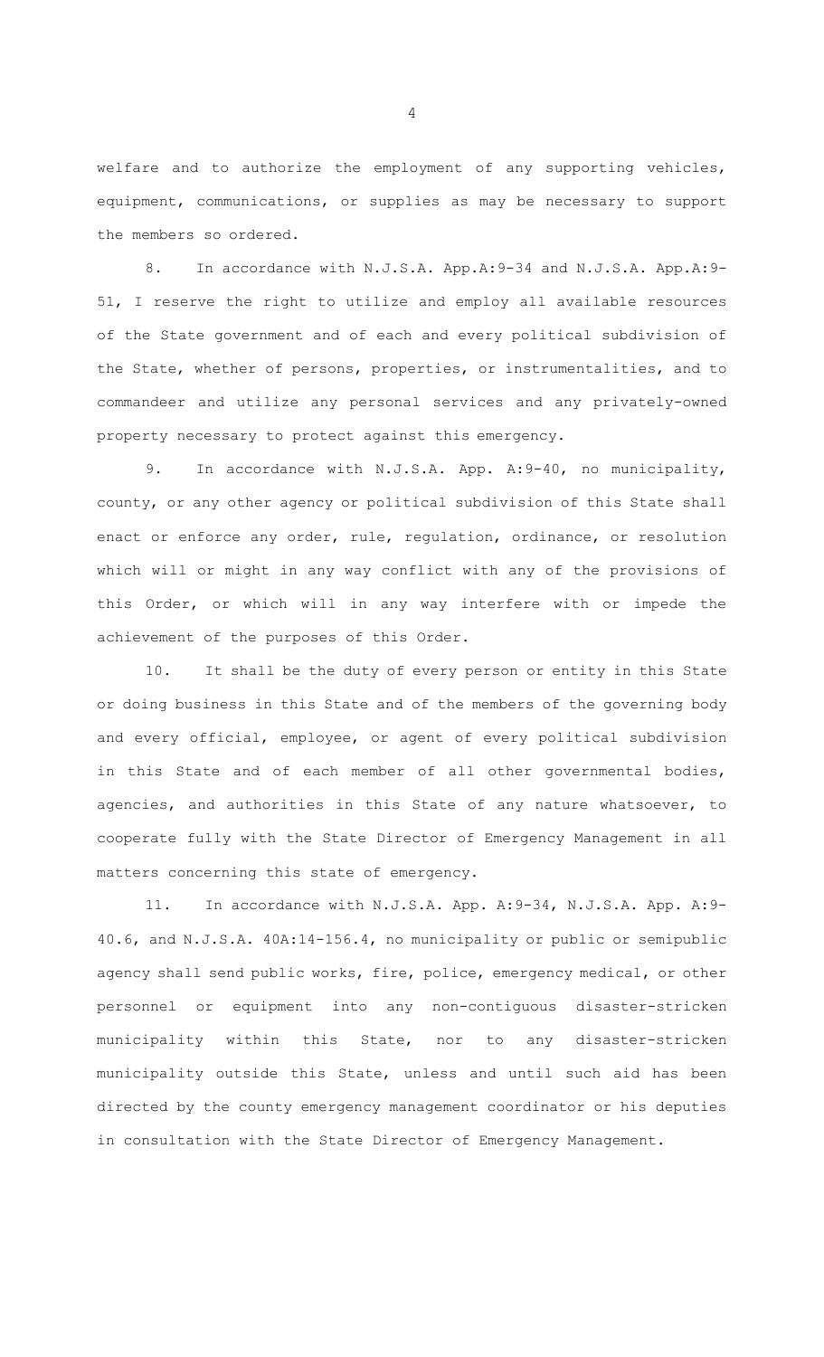welfare and to authorize the employment of any supporting vehicles, equipment, communications, or supplies as may be necessary to support the members so ordered.

8. In accordance with N.J.S.A. App.A:9-34 and N.J.S.A. App.A:9-51, I reserve the right to utilize and employ all available resources of the State government and of each and every political subdivision of the State, whether of persons, properties, or instrumentalities, and to commandeer and utilize any personal services and any privately-owned property necessary to protect against this emergency.

9. In accordance with N.J.S.A. App. A:9-40, no municipality, county, or any other agency or political subdivision of this State shall enact or enforce any order, rule, regulation, ordinance, or resolution which will or might in any way conflict with any of the provisions of this Order, or which will in any way interfere with or impede the achievement of the purposes of this Order.

10. It shall be the duty of every person or entity in this State or doing business in this State and of the members of the governing body and every official, employee, or agent of every political subdivision in this State and of each member of all other governmental bodies, agencies, and authorities in this State of any nature whatsoever, to cooperate fully with the State Director of Emergency Management in all matters concerning this state of emergency.

11. In accordance with N.J.S.A. App. A:9-34, N.J.S.A. App. A:9-40.6, and N.J.S.A. 40A:14-156.4, no municipality or public or semipublic agency shall send public works, fire, police, emergency medical, or other personnel or equipment into any non-contiguous disaster-stricken municipality within this State, nor to any disaster-stricken municipality outside this State, unless and until such aid has been directed by the county emergency management coordinator or his deputies in consultation with the State Director of Emergency Management.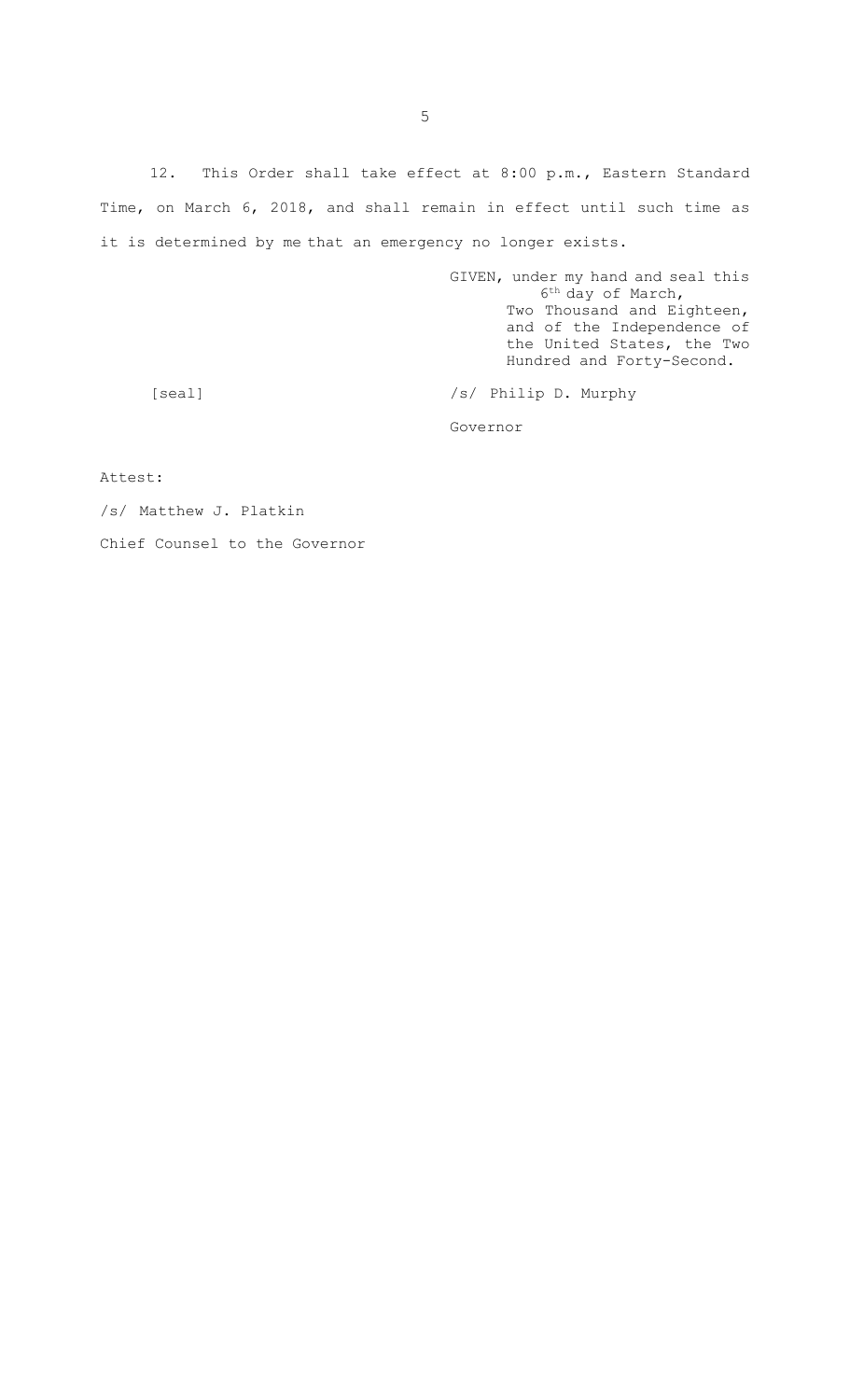12. This Order shall take effect at 8:00 p.m., Eastern Standard Time, on March 6, 2018, and shall remain in effect until such time as it is determined by me that an emergency no longer exists.

GIVEN, under my hand and seal this 6th day of March, Two Thousand and Eighteen, and of the Independence of the United States, the Two Hundred and Forty-Second.

[seal]

/s/ Philip D. Murphy

Governor

Attest:

/s/ Matthew J. Platkin

Chief Counsel to the Governor